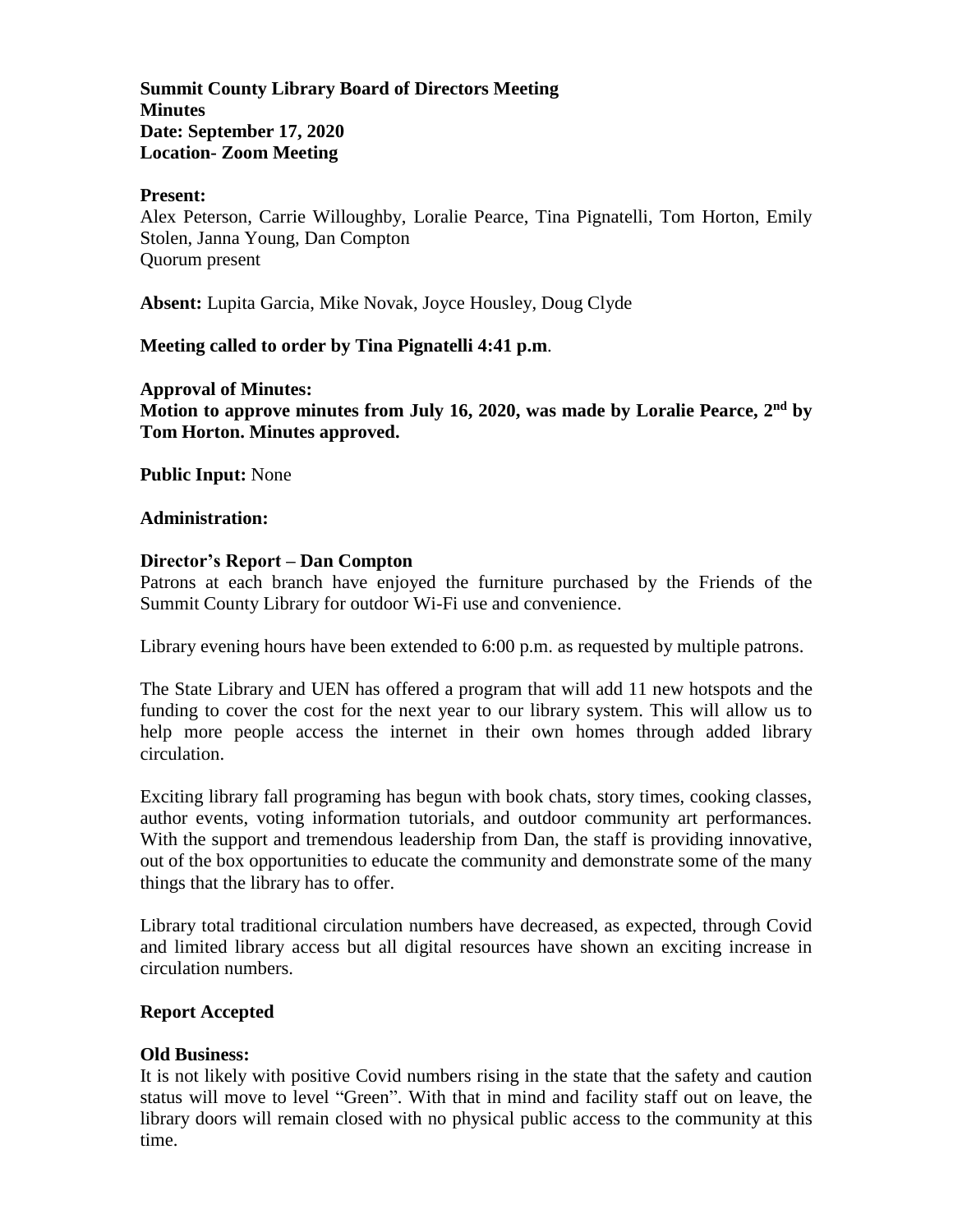**Summit County Library Board of Directors Meeting**
**Minutes**
**Date: September 17, 2020**
**Location- Zoom Meeting**

**Present:**
Alex Peterson, Carrie Willoughby, Loralie Pearce, Tina Pignatelli, Tom Horton, Emily Stolen, Janna Young, Dan Compton
Quorum present

**Absent:** Lupita Garcia, Mike Novak, Joyce Housley, Doug Clyde

**Meeting called to order by Tina Pignatelli 4:41 p.m**.

**Approval of Minutes:**
**Motion to approve minutes from July 16, 2020, was made by Loralie Pearce, 2nd by Tom Horton. Minutes approved.**

**Public Input:** None

**Administration:**

**Director's Report – Dan Compton**
Patrons at each branch have enjoyed the furniture purchased by the Friends of the Summit County Library for outdoor Wi-Fi use and convenience.

Library evening hours have been extended to 6:00 p.m. as requested by multiple patrons.

The State Library and UEN has offered a program that will add 11 new hotspots and the funding to cover the cost for the next year to our library system. This will allow us to help more people access the internet in their own homes through added library circulation.

Exciting library fall programing has begun with book chats, story times, cooking classes, author events, voting information tutorials, and outdoor community art performances. With the support and tremendous leadership from Dan, the staff is providing innovative, out of the box opportunities to educate the community and demonstrate some of the many things that the library has to offer.

Library total traditional circulation numbers have decreased, as expected, through Covid and limited library access but all digital resources have shown an exciting increase in circulation numbers.

**Report Accepted**

**Old Business:**
It is not likely with positive Covid numbers rising in the state that the safety and caution status will move to level "Green". With that in mind and facility staff out on leave, the library doors will remain closed with no physical public access to the community at this time.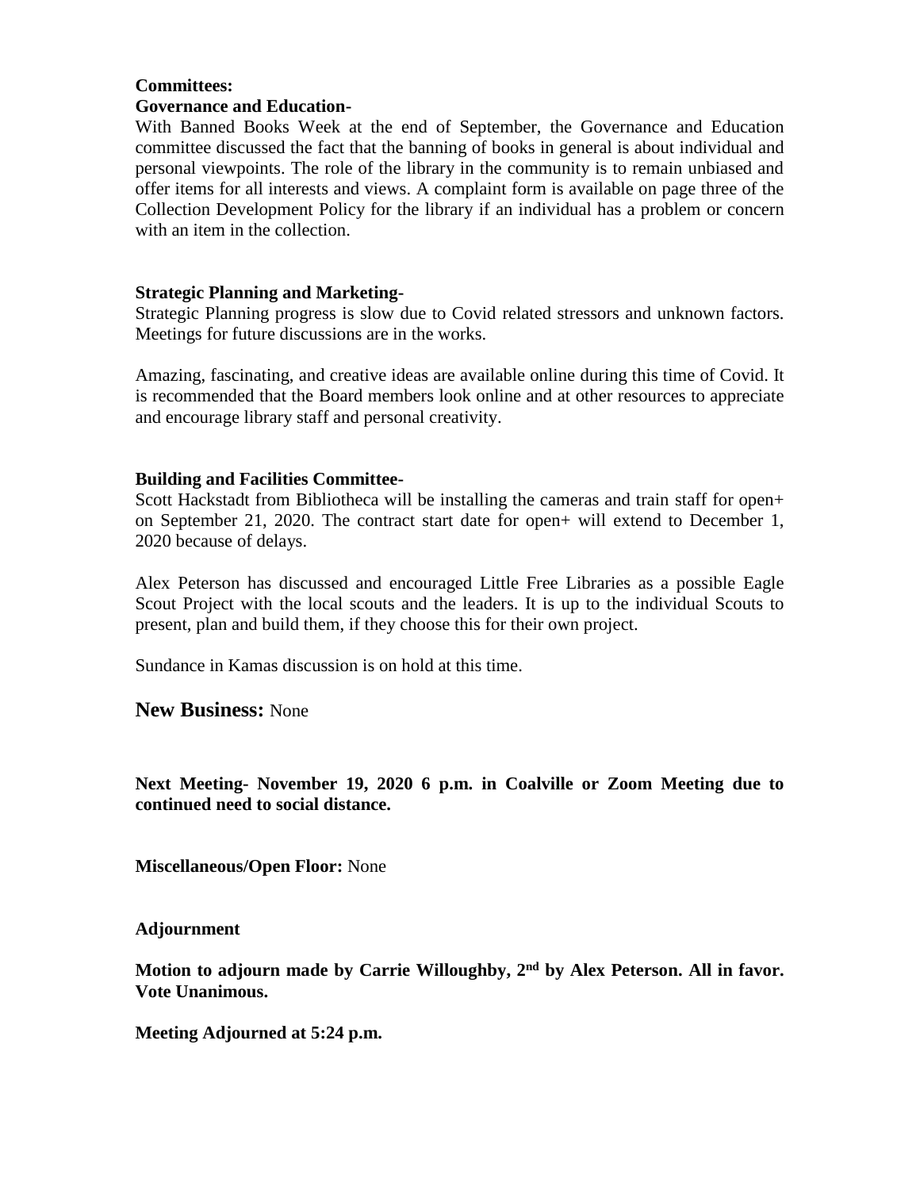**Committees:**

**Governance and Education-**

With Banned Books Week at the end of September, the Governance and Education committee discussed the fact that the banning of books in general is about individual and personal viewpoints. The role of the library in the community is to remain unbiased and offer items for all interests and views. A complaint form is available on page three of the Collection Development Policy for the library if an individual has a problem or concern with an item in the collection.

**Strategic Planning and Marketing-**

Strategic Planning progress is slow due to Covid related stressors and unknown factors. Meetings for future discussions are in the works.

Amazing, fascinating, and creative ideas are available online during this time of Covid. It is recommended that the Board members look online and at other resources to appreciate and encourage library staff and personal creativity.

**Building and Facilities Committee-**

Scott Hackstadt from Bibliotheca will be installing the cameras and train staff for open+ on September 21, 2020. The contract start date for open+ will extend to December 1, 2020 because of delays.

Alex Peterson has discussed and encouraged Little Free Libraries as a possible Eagle Scout Project with the local scouts and the leaders. It is up to the individual Scouts to present, plan and build them, if they choose this for their own project.

Sundance in Kamas discussion is on hold at this time.

## New Business: None

**Next Meeting- November 19, 2020 6 p.m. in Coalville or Zoom Meeting due to continued need to social distance.**

**Miscellaneous/Open Floor:** None

**Adjournment**

**Motion to adjourn made by Carrie Willoughby, 2nd by Alex Peterson. All in favor. Vote Unanimous.**

**Meeting Adjourned at 5:24 p.m.**